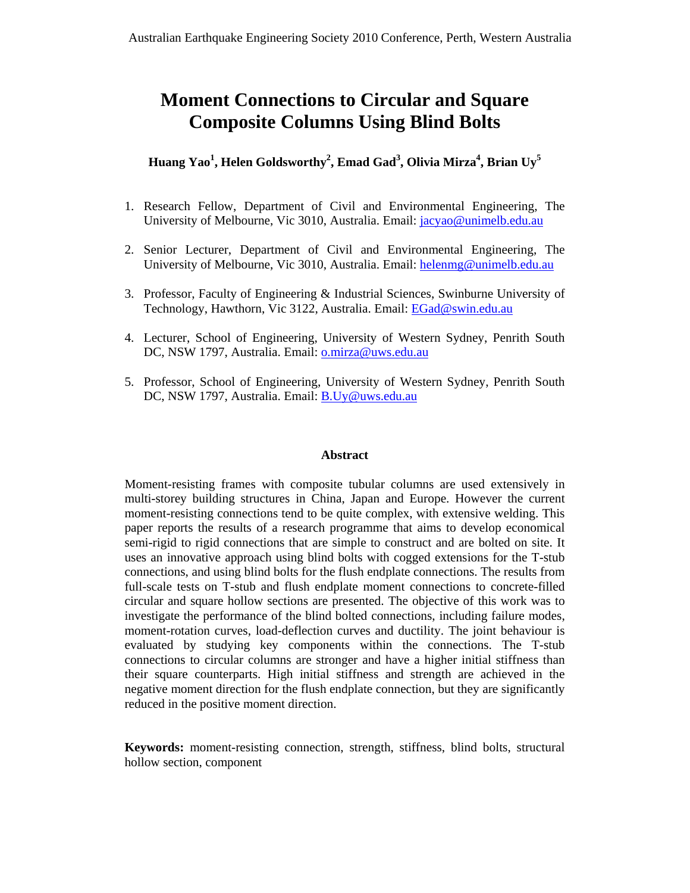# Moment Connections to Circular and Square Composite Columns Using Blind Bolts

**Huang Yao[1], Helen Goldsworthy[2], Emad Gad[3], Olivia Mirza[4], Brian Uy[5]**

1. Research Fellow, Department of Civil and Environmental Engineering, The University of Melbourne, Vic 3010, Australia. Email: jacyao@unimelb.edu.au

2. Senior Lecturer, Department of Civil and Environmental Engineering, The University of Melbourne, Vic 3010, Australia. Email: helenmg@unimelb.edu.au

3. Professor, Faculty of Engineering & Industrial Sciences, Swinburne University of Technology, Hawthorn, Vic 3122, Australia. Email: EGad@swin.edu.au

4. Lecturer, School of Engineering, University of Western Sydney, Penrith South DC, NSW 1797, Australia. Email: o.mirza@uws.edu.au

5. Professor, School of Engineering, University of Western Sydney, Penrith South DC, NSW 1797, Australia. Email: B.Uy@uws.edu.au

## Abstract

Moment-resisting frames with composite tubular columns are used extensively in multi-storey building structures in China, Japan and Europe. However the current moment-resisting connections tend to be quite complex, with extensive welding. This paper reports the results of a research programme that aims to develop economical semi-rigid to rigid connections that are simple to construct and are bolted on site. It uses an innovative approach using blind bolts with cogged extensions for the T-stub connections, and using blind bolts for the flush endplate connections. The results from full-scale tests on T-stub and flush endplate moment connections to concrete-filled circular and square hollow sections are presented. The objective of this work was to investigate the performance of the blind bolted connections, including failure modes, moment-rotation curves, load-deflection curves and ductility. The joint behaviour is evaluated by studying key components within the connections. The T-stub connections to circular columns are stronger and have a higher initial stiffness than their square counterparts. High initial stiffness and strength are achieved in the negative moment direction for the flush endplate connection, but they are significantly reduced in the positive moment direction.

**Keywords:** moment-resisting connection, strength, stiffness, blind bolts, structural hollow section, component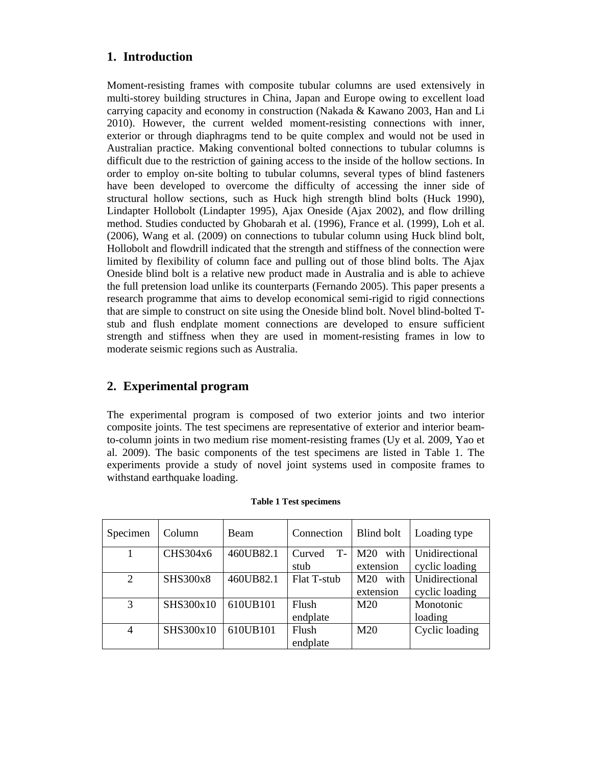## 1. Introduction

Moment-resisting frames with composite tubular columns are used extensively in multi-storey building structures in China, Japan and Europe owing to excellent load carrying capacity and economy in construction (Nakada & Kawano 2003, Han and Li 2010). However, the current welded moment-resisting connections with inner, exterior or through diaphragms tend to be quite complex and would not be used in Australian practice. Making conventional bolted connections to tubular columns is difficult due to the restriction of gaining access to the inside of the hollow sections. In order to employ on-site bolting to tubular columns, several types of blind fasteners have been developed to overcome the difficulty of accessing the inner side of structural hollow sections, such as Huck high strength blind bolts (Huck 1990), Lindapter Hollobolt (Lindapter 1995), Ajax Oneside (Ajax 2002), and flow drilling method. Studies conducted by Ghobarah et al. (1996), France et al. (1999), Loh et al. (2006), Wang et al. (2009) on connections to tubular column using Huck blind bolt, Hollobolt and flowdrill indicated that the strength and stiffness of the connection were limited by flexibility of column face and pulling out of those blind bolts. The Ajax Oneside blind bolt is a relative new product made in Australia and is able to achieve the full pretension load unlike its counterparts (Fernando 2005). This paper presents a research programme that aims to develop economical semi-rigid to rigid connections that are simple to construct on site using the Oneside blind bolt. Novel blind-bolted T-stub and flush endplate moment connections are developed to ensure sufficient strength and stiffness when they are used in moment-resisting frames in low to moderate seismic regions such as Australia.

## 2. Experimental program

The experimental program is composed of two exterior joints and two interior composite joints. The test specimens are representative of exterior and interior beam-to-column joints in two medium rise moment-resisting frames (Uy et al. 2009, Yao et al. 2009). The basic components of the test specimens are listed in Table 1. The experiments provide a study of novel joint systems used in composite frames to withstand earthquake loading.

**Table 1 Test specimens**

| Specimen | Column | Beam | Connection | Blind bolt | Loading type |
|---|---|---|---|---|---|
| 1 | CHS304x6 | 460UB82.1 | Curved T-stub | M20 with extension | Unidirectional cyclic loading |
| 2 | SHS300x8 | 460UB82.1 | Flat T-stub | M20 with extension | Unidirectional cyclic loading |
| 3 | SHS300x10 | 610UB101 | Flush endplate | M20 | Monotonic loading |
| 4 | SHS300x10 | 610UB101 | Flush endplate | M20 | Cyclic loading |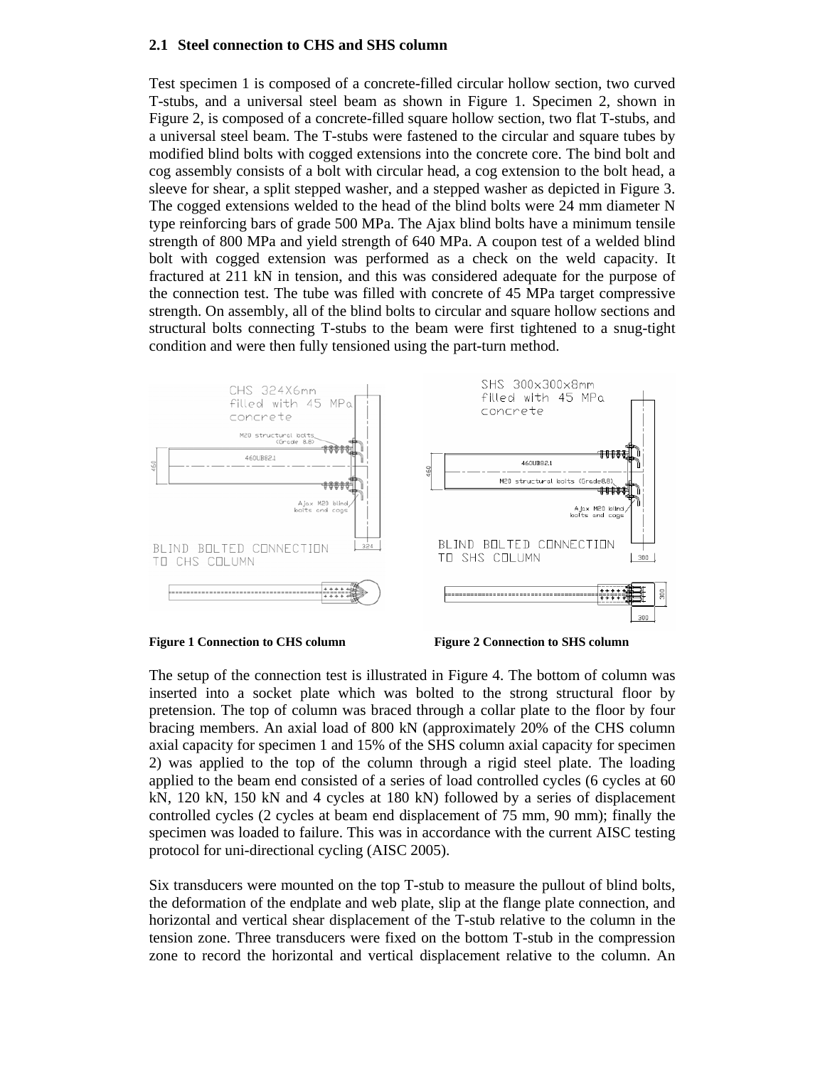### 2.1 Steel connection to CHS and SHS column

Test specimen 1 is composed of a concrete-filled circular hollow section, two curved T-stubs, and a universal steel beam as shown in Figure 1. Specimen 2, shown in Figure 2, is composed of a concrete-filled square hollow section, two flat T-stubs, and a universal steel beam. The T-stubs were fastened to the circular and square tubes by modified blind bolts with cogged extensions into the concrete core. The bind bolt and cog assembly consists of a bolt with circular head, a cog extension to the bolt head, a sleeve for shear, a split stepped washer, and a stepped washer as depicted in Figure 3. The cogged extensions welded to the head of the blind bolts were 24 mm diameter N type reinforcing bars of grade 500 MPa. The Ajax blind bolts have a minimum tensile strength of 800 MPa and yield strength of 640 MPa. A coupon test of a welded blind bolt with cogged extension was performed as a check on the weld capacity. It fractured at 211 kN in tension, and this was considered adequate for the purpose of the connection test. The tube was filled with concrete of 45 MPa target compressive strength. On assembly, all of the blind bolts to circular and square hollow sections and structural bolts connecting T-stubs to the beam were first tightened to a snug-tight condition and were then fully tensioned using the part-turn method.

**Figure 1 Connection to CHS column**

**Figure 2 Connection to SHS column**

The setup of the connection test is illustrated in Figure 4. The bottom of column was inserted into a socket plate which was bolted to the strong structural floor by pretension. The top of column was braced through a collar plate to the floor by four bracing members. An axial load of 800 kN (approximately 20% of the CHS column axial capacity for specimen 1 and 15% of the SHS column axial capacity for specimen 2) was applied to the top of the column through a rigid steel plate. The loading applied to the beam end consisted of a series of load controlled cycles (6 cycles at 60 kN, 120 kN, 150 kN and 4 cycles at 180 kN) followed by a series of displacement controlled cycles (2 cycles at beam end displacement of 75 mm, 90 mm); finally the specimen was loaded to failure. This was in accordance with the current AISC testing protocol for uni-directional cycling (AISC 2005).

Six transducers were mounted on the top T-stub to measure the pullout of blind bolts, the deformation of the endplate and web plate, slip at the flange plate connection, and horizontal and vertical shear displacement of the T-stub relative to the column in the tension zone. Three transducers were fixed on the bottom T-stub in the compression zone to record the horizontal and vertical displacement relative to the column. An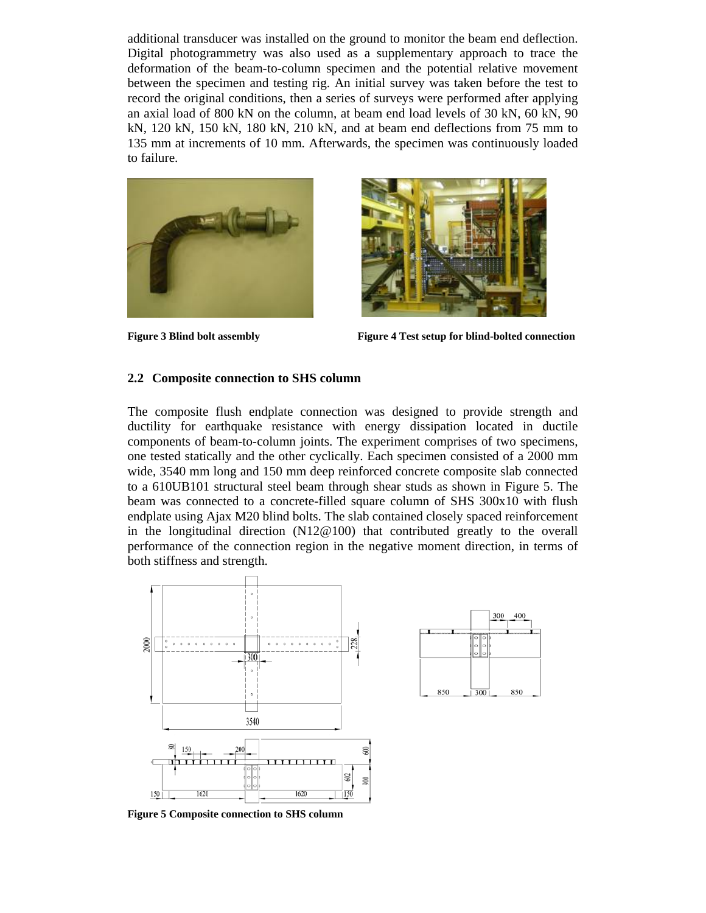additional transducer was installed on the ground to monitor the beam end deflection. Digital photogrammetry was also used as a supplementary approach to trace the deformation of the beam-to-column specimen and the potential relative movement between the specimen and testing rig. An initial survey was taken before the test to record the original conditions, then a series of surveys were performed after applying an axial load of 800 kN on the column, at beam end load levels of 30 kN, 60 kN, 90 kN, 120 kN, 150 kN, 180 kN, 210 kN, and at beam end deflections from 75 mm to 135 mm at increments of 10 mm. Afterwards, the specimen was continuously loaded to failure.

**Figure 3 Blind bolt assembly**

**Figure 4 Test setup for blind-bolted connection**

## 2.2 Composite connection to SHS column

The composite flush endplate connection was designed to provide strength and ductility for earthquake resistance with energy dissipation located in ductile components of beam-to-column joints. The experiment comprises of two specimens, one tested statically and the other cyclically. Each specimen consisted of a 2000 mm wide, 3540 mm long and 150 mm deep reinforced concrete composite slab connected to a 610UB101 structural steel beam through shear studs as shown in Figure 5. The beam was connected to a concrete-filled square column of SHS 300x10 with flush endplate using Ajax M20 blind bolts. The slab contained closely spaced reinforcement in the longitudinal direction (N12@100) that contributed greatly to the overall performance of the connection region in the negative moment direction, in terms of both stiffness and strength.

**Figure 5 Composite connection to SHS column**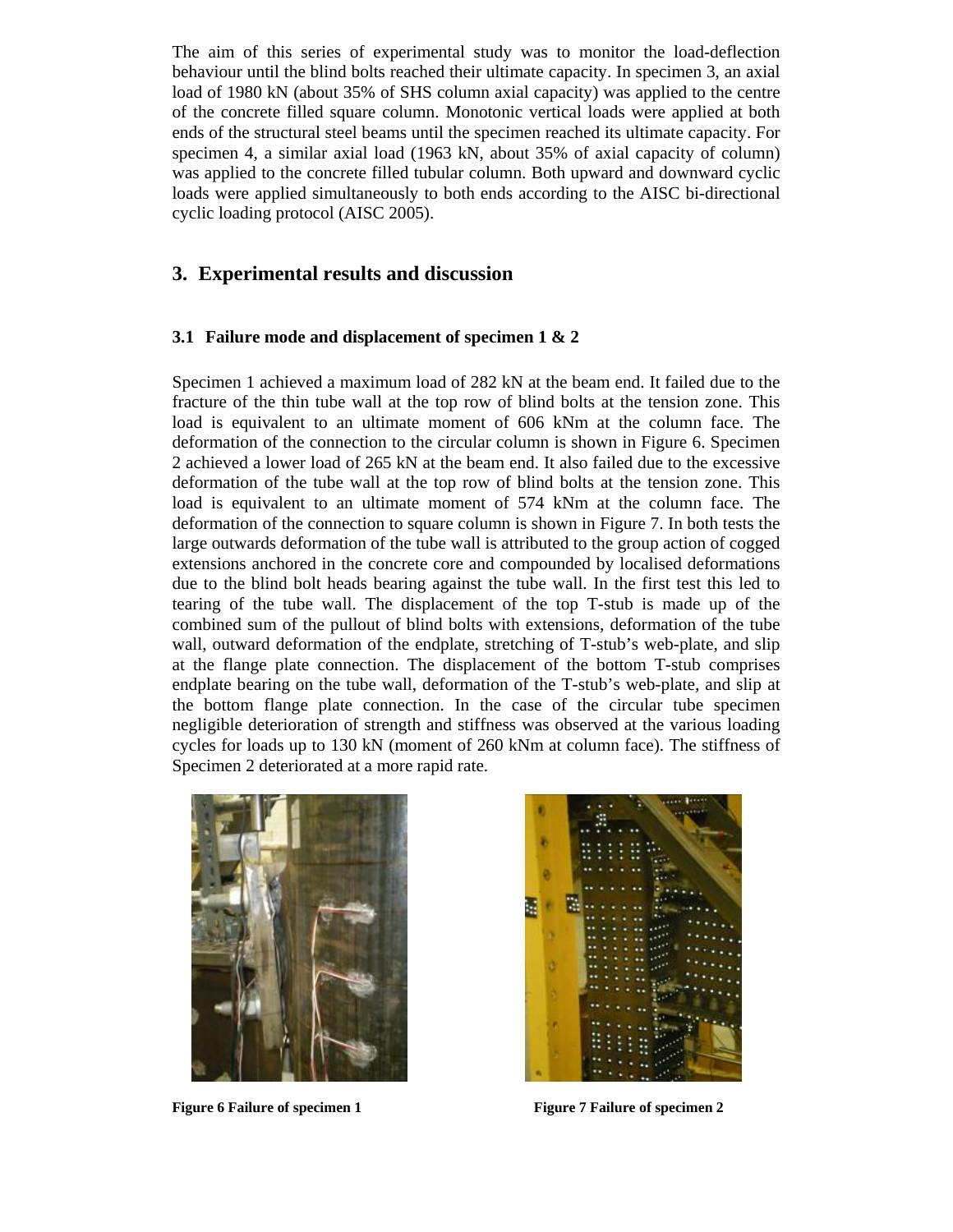The aim of this series of experimental study was to monitor the load-deflection behaviour until the blind bolts reached their ultimate capacity. In specimen 3, an axial load of 1980 kN (about 35% of SHS column axial capacity) was applied to the centre of the concrete filled square column. Monotonic vertical loads were applied at both ends of the structural steel beams until the specimen reached its ultimate capacity. For specimen 4, a similar axial load (1963 kN, about 35% of axial capacity of column) was applied to the concrete filled tubular column. Both upward and downward cyclic loads were applied simultaneously to both ends according to the AISC bi-directional cyclic loading protocol (AISC 2005).

## 3. Experimental results and discussion

### 3.1 Failure mode and displacement of specimen 1 & 2

Specimen 1 achieved a maximum load of 282 kN at the beam end. It failed due to the fracture of the thin tube wall at the top row of blind bolts at the tension zone. This load is equivalent to an ultimate moment of 606 kNm at the column face. The deformation of the connection to the circular column is shown in Figure 6. Specimen 2 achieved a lower load of 265 kN at the beam end. It also failed due to the excessive deformation of the tube wall at the top row of blind bolts at the tension zone. This load is equivalent to an ultimate moment of 574 kNm at the column face. The deformation of the connection to square column is shown in Figure 7. In both tests the large outwards deformation of the tube wall is attributed to the group action of cogged extensions anchored in the concrete core and compounded by localised deformations due to the blind bolt heads bearing against the tube wall. In the first test this led to tearing of the tube wall. The displacement of the top T-stub is made up of the combined sum of the pullout of blind bolts with extensions, deformation of the tube wall, outward deformation of the endplate, stretching of T-stub's web-plate, and slip at the flange plate connection. The displacement of the bottom T-stub comprises endplate bearing on the tube wall, deformation of the T-stub's web-plate, and slip at the bottom flange plate connection. In the case of the circular tube specimen negligible deterioration of strength and stiffness was observed at the various loading cycles for loads up to 130 kN (moment of 260 kNm at column face). The stiffness of Specimen 2 deteriorated at a more rapid rate.

**Figure 6 Failure of specimen 1**

**Figure 7 Failure of specimen 2**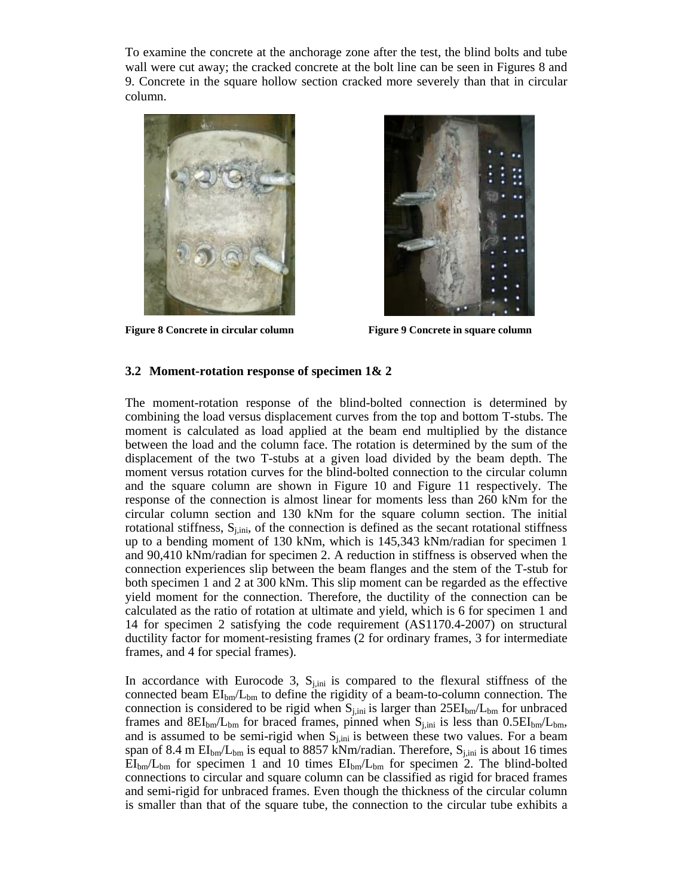To examine the concrete at the anchorage zone after the test, the blind bolts and tube wall were cut away; the cracked concrete at the bolt line can be seen in Figures 8 and 9. Concrete in the square hollow section cracked more severely than that in circular column.

**Figure 8 Concrete in circular column**

**Figure 9 Concrete in square column**

### 3.2 Moment-rotation response of specimen 1& 2

The moment-rotation response of the blind-bolted connection is determined by combining the load versus displacement curves from the top and bottom T-stubs. The moment is calculated as load applied at the beam end multiplied by the distance between the load and the column face. The rotation is determined by the sum of the displacement of the two T-stubs at a given load divided by the beam depth. The moment versus rotation curves for the blind-bolted connection to the circular column and the square column are shown in Figure 10 and Figure 11 respectively. The response of the connection is almost linear for moments less than 260 kNm for the circular column section and 130 kNm for the square column section. The initial rotational stiffness, $S_{j,ini}$, of the connection is defined as the secant rotational stiffness up to a bending moment of 130 kNm, which is 145,343 kNm/radian for specimen 1 and 90,410 kNm/radian for specimen 2. A reduction in stiffness is observed when the connection experiences slip between the beam flanges and the stem of the T-stub for both specimen 1 and 2 at 300 kNm. This slip moment can be regarded as the effective yield moment for the connection. Therefore, the ductility of the connection can be calculated as the ratio of rotation at ultimate and yield, which is 6 for specimen 1 and 14 for specimen 2 satisfying the code requirement (AS1170.4-2007) on structural ductility factor for moment-resisting frames (2 for ordinary frames, 3 for intermediate frames, and 4 for special frames).

In accordance with Eurocode 3, $S_{j,ini}$ is compared to the flexural stiffness of the connected beam $EI_{bm}/L_{bm}$ to define the rigidity of a beam-to-column connection. The connection is considered to be rigid when $S_{j,ini}$ is larger than $25EI_{bm}/L_{bm}$ for unbraced frames and $8EI_{bm}/L_{bm}$ for braced frames, pinned when $S_{j,ini}$ is less than $0.5EI_{bm}/L_{bm}$, and is assumed to be semi-rigid when $S_{j,ini}$ is between these two values. For a beam span of 8.4 m $EI_{bm}/L_{bm}$ is equal to 8857 kNm/radian. Therefore, $S_{j,ini}$ is about 16 times $EI_{bm}/L_{bm}$ for specimen 1 and 10 times $EI_{bm}/L_{bm}$ for specimen 2. The blind-bolted connections to circular and square column can be classified as rigid for braced frames and semi-rigid for unbraced frames. Even though the thickness of the circular column is smaller than that of the square tube, the connection to the circular tube exhibits a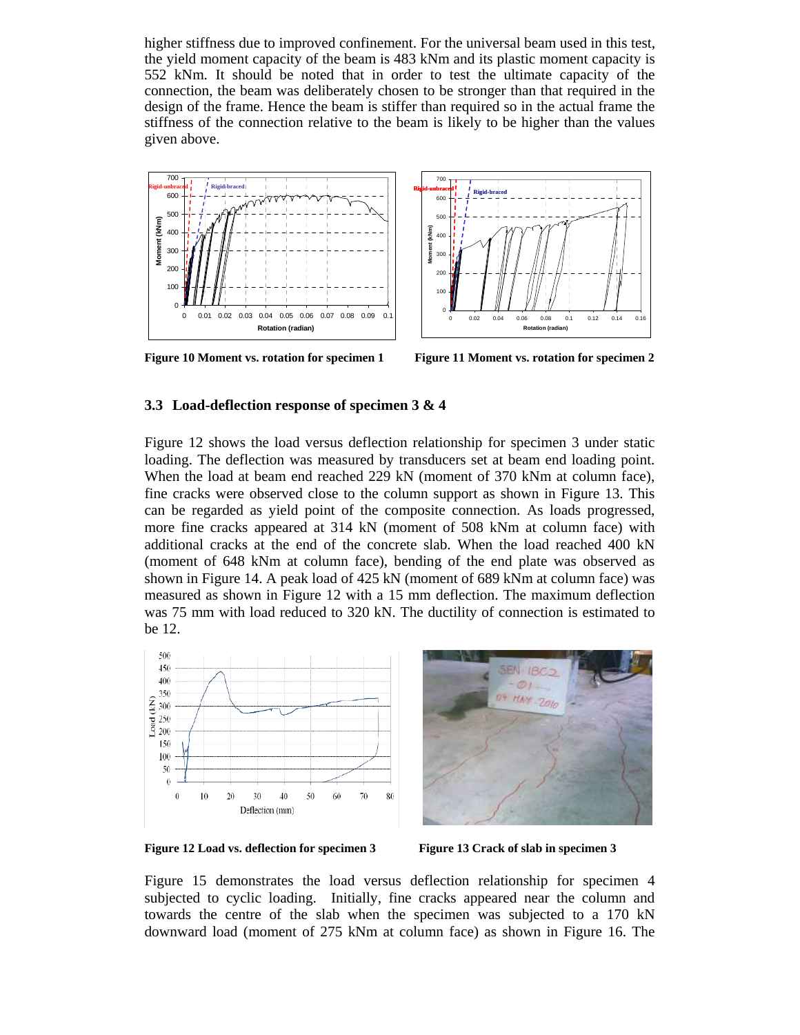higher stiffness due to improved confinement. For the universal beam used in this test, the yield moment capacity of the beam is 483 kNm and its plastic moment capacity is 552 kNm. It should be noted that in order to test the ultimate capacity of the connection, the beam was deliberately chosen to be stronger than that required in the design of the frame. Hence the beam is stiffer than required so in the actual frame the stiffness of the connection relative to the beam is likely to be higher than the values given above.

**Figure 10 Moment vs. rotation for specimen 1**

**Figure 11 Moment vs. rotation for specimen 2**

### 3.3 Load-deflection response of specimen 3 & 4

Figure 12 shows the load versus deflection relationship for specimen 3 under static loading. The deflection was measured by transducers set at beam end loading point. When the load at beam end reached 229 kN (moment of 370 kNm at column face), fine cracks were observed close to the column support as shown in Figure 13. This can be regarded as yield point of the composite connection. As loads progressed, more fine cracks appeared at 314 kN (moment of 508 kNm at column face) with additional cracks at the end of the concrete slab. When the load reached 400 kN (moment of 648 kNm at column face), bending of the end plate was observed as shown in Figure 14. A peak load of 425 kN (moment of 689 kNm at column face) was measured as shown in Figure 12 with a 15 mm deflection. The maximum deflection was 75 mm with load reduced to 320 kN. The ductility of connection is estimated to be 12.

**Figure 12 Load vs. deflection for specimen 3**

**Figure 13 Crack of slab in specimen 3**

Figure 15 demonstrates the load versus deflection relationship for specimen 4 subjected to cyclic loading. Initially, fine cracks appeared near the column and towards the centre of the slab when the specimen was subjected to a 170 kN downward load (moment of 275 kNm at column face) as shown in Figure 16. The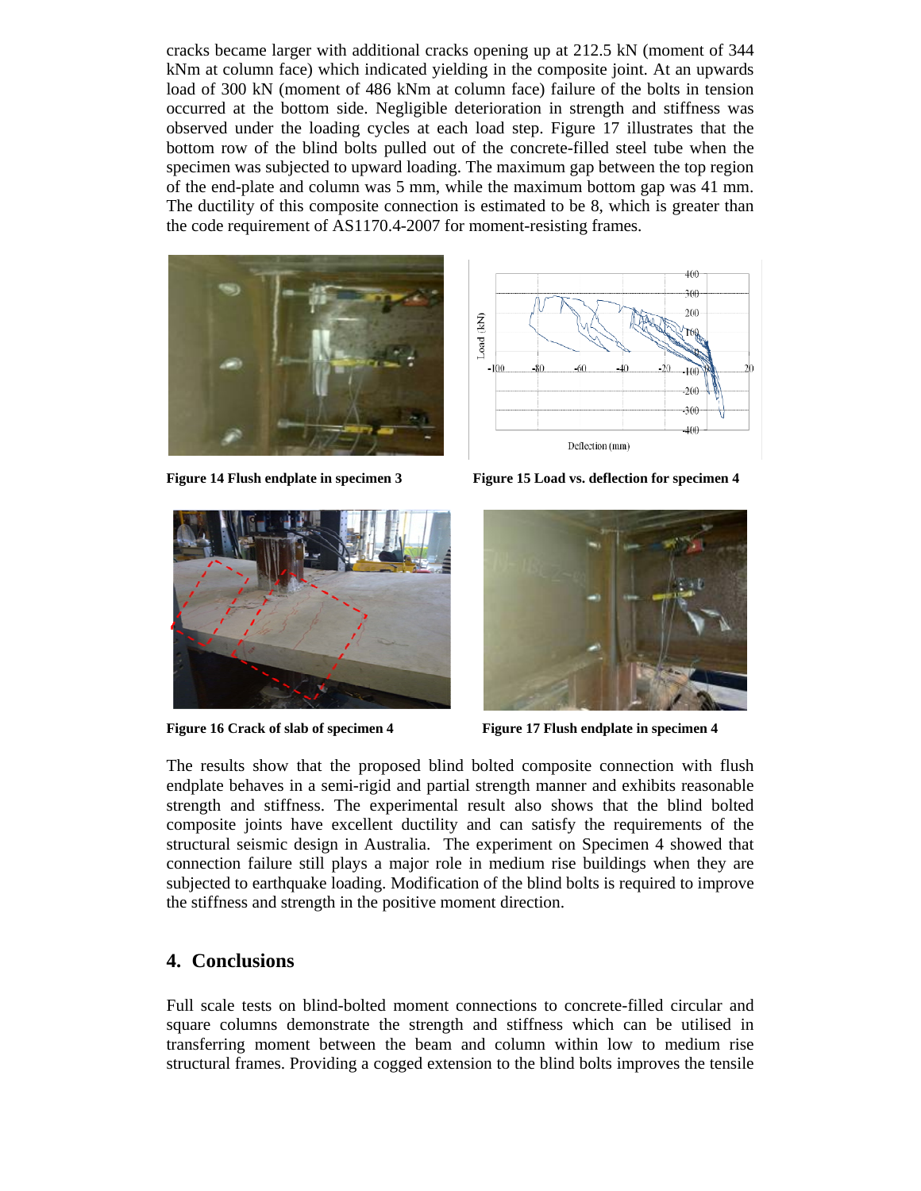cracks became larger with additional cracks opening up at 212.5 kN (moment of 344 kNm at column face) which indicated yielding in the composite joint. At an upwards load of 300 kN (moment of 486 kNm at column face) failure of the bolts in tension occurred at the bottom side. Negligible deterioration in strength and stiffness was observed under the loading cycles at each load step. Figure 17 illustrates that the bottom row of the blind bolts pulled out of the concrete-filled steel tube when the specimen was subjected to upward loading. The maximum gap between the top region of the end-plate and column was 5 mm, while the maximum bottom gap was 41 mm. The ductility of this composite connection is estimated to be 8, which is greater than the code requirement of AS1170.4-2007 for moment-resisting frames.

**Figure 14 Flush endplate in specimen 3**

**Figure 15 Load vs. deflection for specimen 4**

**Figure 16 Crack of slab of specimen 4**

**Figure 17 Flush endplate in specimen 4**

The results show that the proposed blind bolted composite connection with flush endplate behaves in a semi-rigid and partial strength manner and exhibits reasonable strength and stiffness. The experimental result also shows that the blind bolted composite joints have excellent ductility and can satisfy the requirements of the structural seismic design in Australia. The experiment on Specimen 4 showed that connection failure still plays a major role in medium rise buildings when they are subjected to earthquake loading. Modification of the blind bolts is required to improve the stiffness and strength in the positive moment direction.

## 4. Conclusions

Full scale tests on blind-bolted moment connections to concrete-filled circular and square columns demonstrate the strength and stiffness which can be utilised in transferring moment between the beam and column within low to medium rise structural frames. Providing a cogged extension to the blind bolts improves the tensile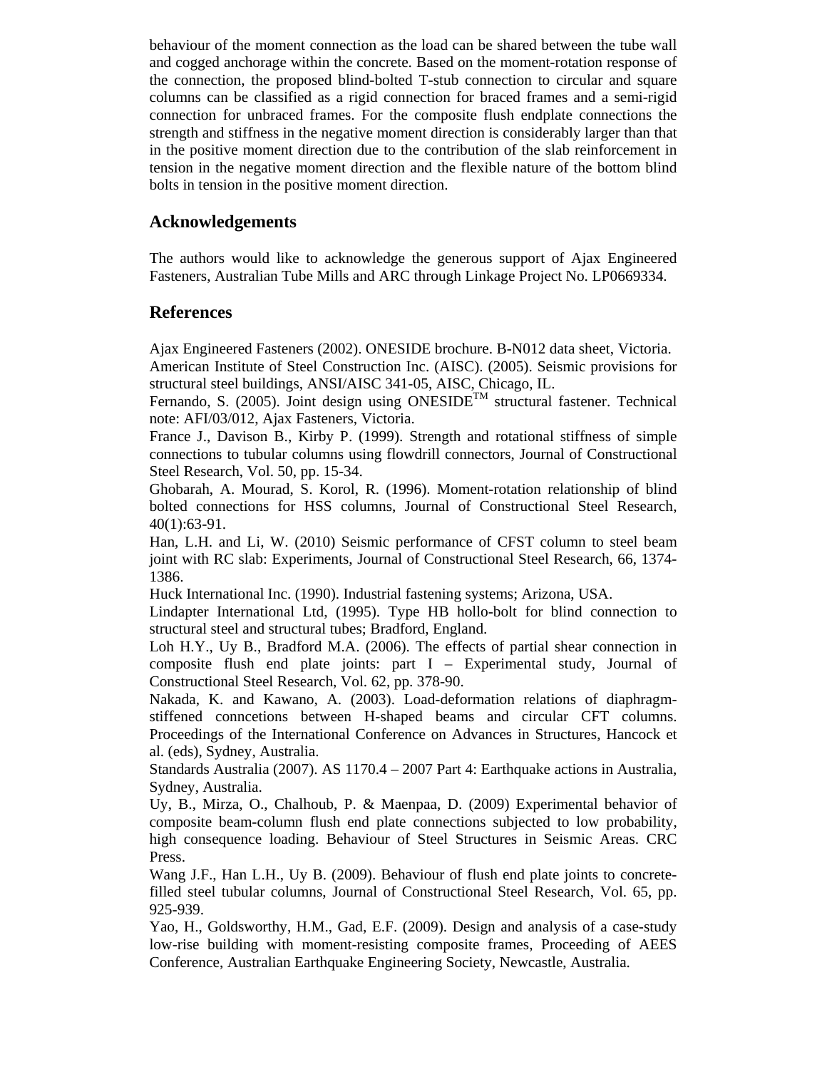behaviour of the moment connection as the load can be shared between the tube wall and cogged anchorage within the concrete. Based on the moment-rotation response of the connection, the proposed blind-bolted T-stub connection to circular and square columns can be classified as a rigid connection for braced frames and a semi-rigid connection for unbraced frames. For the composite flush endplate connections the strength and stiffness in the negative moment direction is considerably larger than that in the positive moment direction due to the contribution of the slab reinforcement in tension in the negative moment direction and the flexible nature of the bottom blind bolts in tension in the positive moment direction.

## Acknowledgements

The authors would like to acknowledge the generous support of Ajax Engineered Fasteners, Australian Tube Mills and ARC through Linkage Project No. LP0669334.

## References

Ajax Engineered Fasteners (2002). ONESIDE brochure. B-N012 data sheet, Victoria.

American Institute of Steel Construction Inc. (AISC). (2005). Seismic provisions for structural steel buildings, ANSI/AISC 341-05, AISC, Chicago, IL.

Fernando, S. (2005). Joint design using ONESIDE™ structural fastener. Technical note: AFI/03/012, Ajax Fasteners, Victoria.

France J., Davison B., Kirby P. (1999). Strength and rotational stiffness of simple connections to tubular columns using flowdrill connectors, Journal of Constructional Steel Research, Vol. 50, pp. 15-34.

Ghobarah, A. Mourad, S. Korol, R. (1996). Moment-rotation relationship of blind bolted connections for HSS columns, Journal of Constructional Steel Research, 40(1):63-91.

Han, L.H. and Li, W. (2010) Seismic performance of CFST column to steel beam joint with RC slab: Experiments, Journal of Constructional Steel Research, 66, 1374-1386.

Huck International Inc. (1990). Industrial fastening systems; Arizona, USA.

Lindapter International Ltd, (1995). Type HB hollo-bolt for blind connection to structural steel and structural tubes; Bradford, England.

Loh H.Y., Uy B., Bradford M.A. (2006). The effects of partial shear connection in composite flush end plate joints: part I – Experimental study, Journal of Constructional Steel Research, Vol. 62, pp. 378-90.

Nakada, K. and Kawano, A. (2003). Load-deformation relations of diaphragm-stiffened conncetions between H-shaped beams and circular CFT columns. Proceedings of the International Conference on Advances in Structures, Hancock et al. (eds), Sydney, Australia.

Standards Australia (2007). AS 1170.4 – 2007 Part 4: Earthquake actions in Australia, Sydney, Australia.

Uy, B., Mirza, O., Chalhoub, P. & Maenpaa, D. (2009) Experimental behavior of composite beam-column flush end plate connections subjected to low probability, high consequence loading. Behaviour of Steel Structures in Seismic Areas. CRC Press.

Wang J.F., Han L.H., Uy B. (2009). Behaviour of flush end plate joints to concrete-filled steel tubular columns, Journal of Constructional Steel Research, Vol. 65, pp. 925-939.

Yao, H., Goldsworthy, H.M., Gad, E.F. (2009). Design and analysis of a case-study low-rise building with moment-resisting composite frames, Proceeding of AEES Conference, Australian Earthquake Engineering Society, Newcastle, Australia.